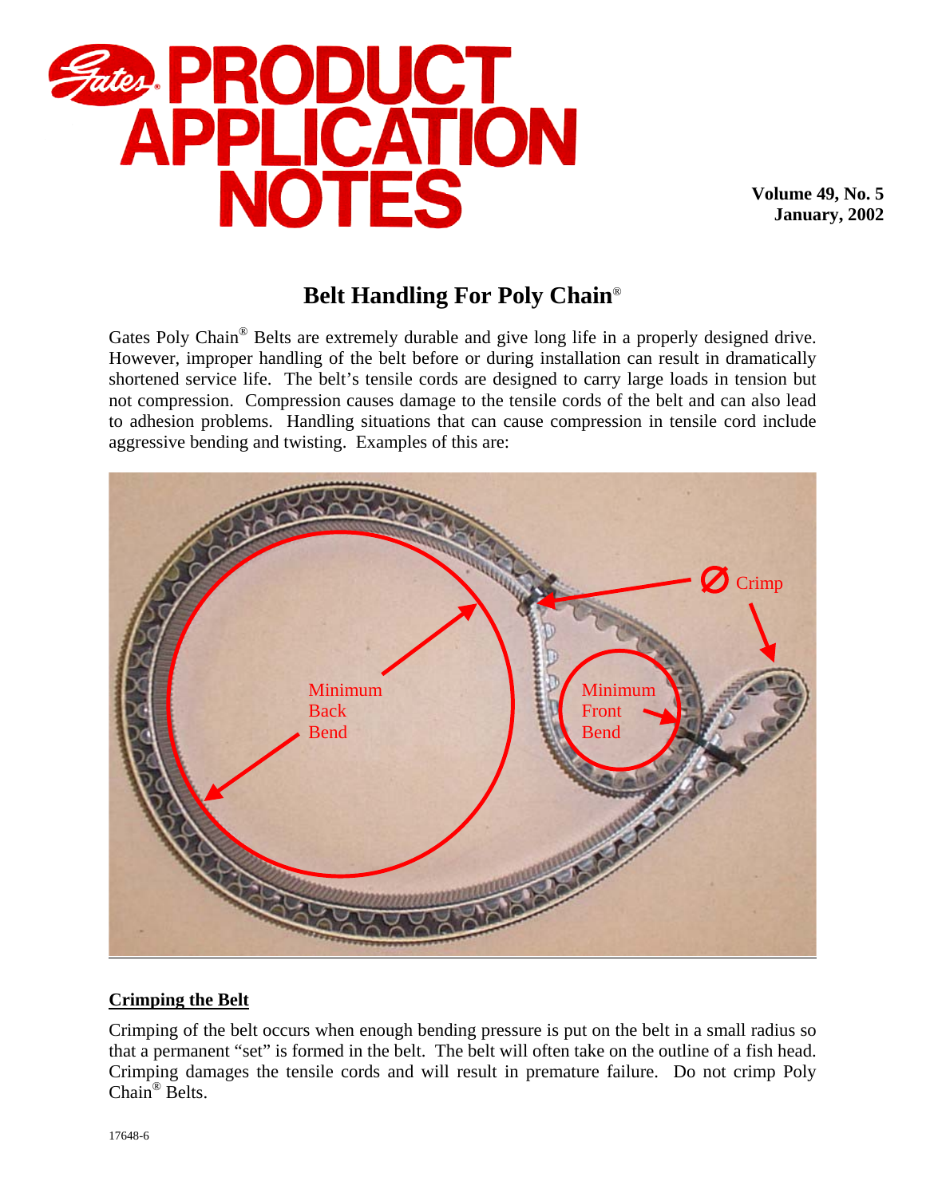# Gates PRODUCT APPLICATION NOTES

**Volume 49, No. 5**
**January, 2002**

## Belt Handling For Poly Chain®

Gates Poly Chain® Belts are extremely durable and give long life in a properly designed drive. However, improper handling of the belt before or during installation can result in dramatically shortened service life. The belt's tensile cords are designed to carry large loads in tension but not compression. Compression causes damage to the tensile cords of the belt and can also lead to adhesion problems. Handling situations that can cause compression in tensile cord include aggressive bending and twisting. Examples of this are:

### Crimping the Belt

Crimping of the belt occurs when enough bending pressure is put on the belt in a small radius so that a permanent "set" is formed in the belt. The belt will often take on the outline of a fish head. Crimping damages the tensile cords and will result in premature failure. Do not crimp Poly Chain® Belts.

17648-6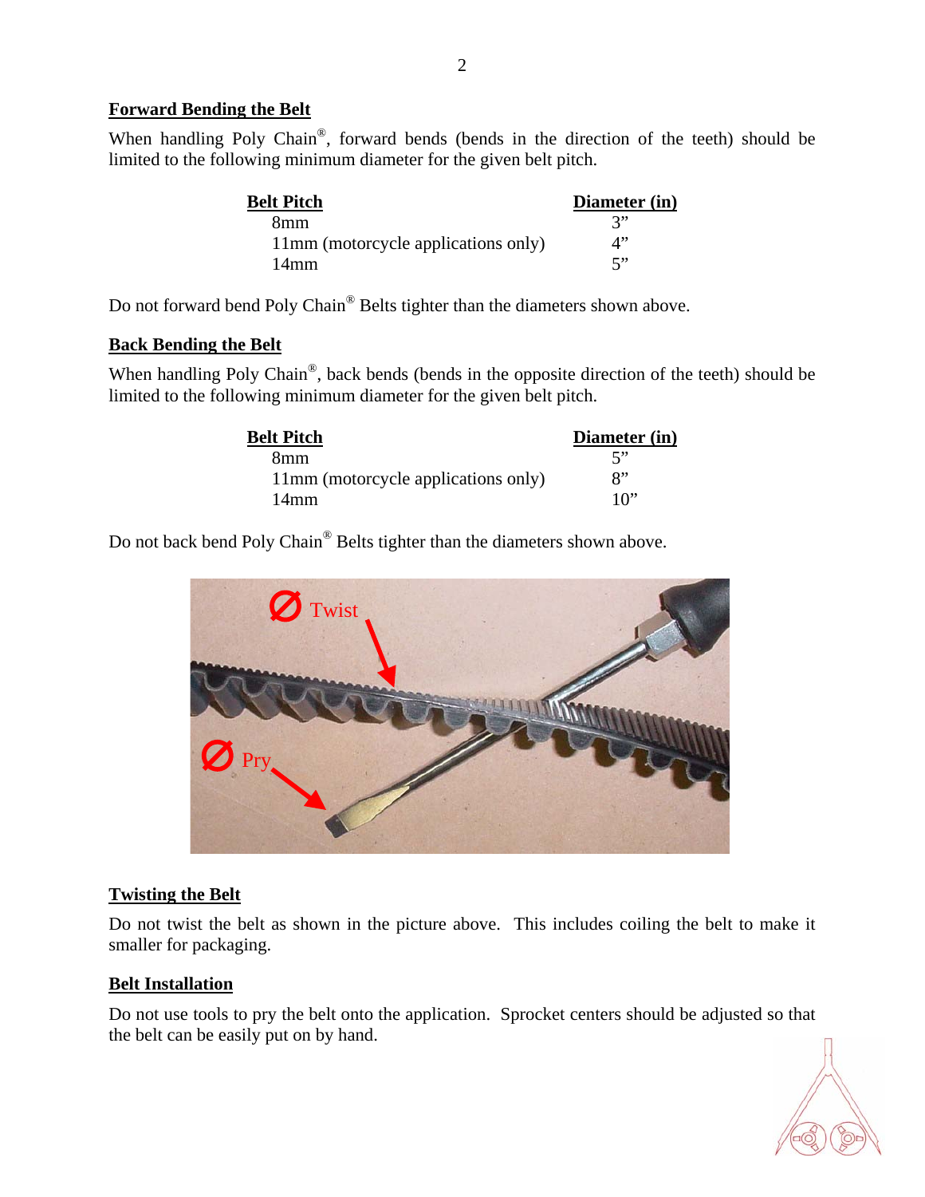## Forward Bending the Belt

When handling Poly Chain®, forward bends (bends in the direction of the teeth) should be limited to the following minimum diameter for the given belt pitch.

| Belt Pitch | Diameter (in) |
|---|---|
| 8mm | 3” |
| 11mm (motorcycle applications only) | 4” |
| 14mm | 5” |

Do not forward bend Poly Chain® Belts tighter than the diameters shown above.

## Back Bending the Belt

When handling Poly Chain®, back bends (bends in the opposite direction of the teeth) should be limited to the following minimum diameter for the given belt pitch.

| Belt Pitch | Diameter (in) |
|---|---|
| 8mm | 5” |
| 11mm (motorcycle applications only) | 8” |
| 14mm | 10” |

Do not back bend Poly Chain® Belts tighter than the diameters shown above.

Ø Twist

Ø Pry

## Twisting the Belt

Do not twist the belt as shown in the picture above. This includes coiling the belt to make it smaller for packaging.

## Belt Installation

Do not use tools to pry the belt onto the application. Sprocket centers should be adjusted so that the belt can be easily put on by hand.